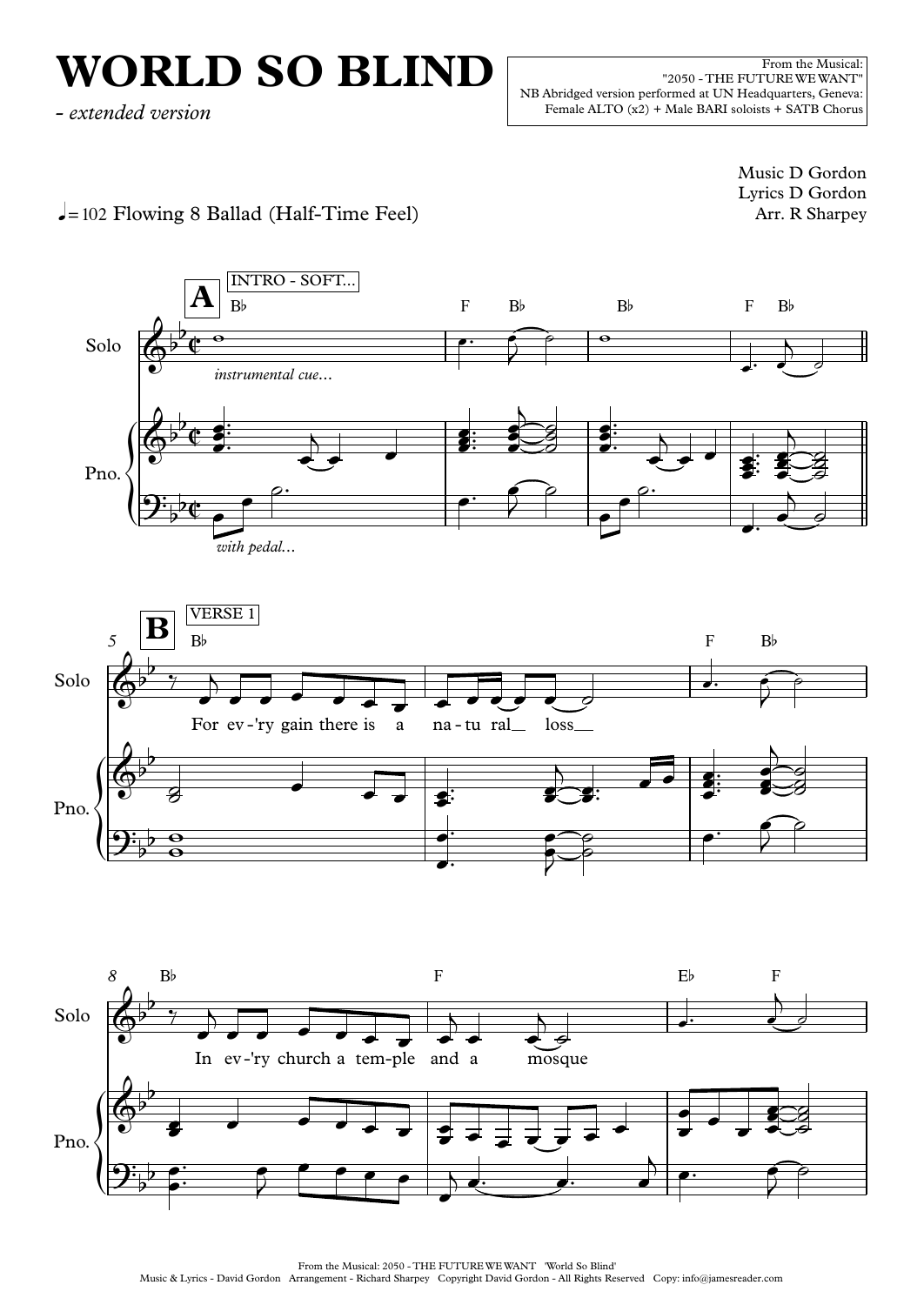# WORLD SO BLIND

*- extended version*

From the Musical:
"2050 - THE FUTURE WE WANT"
NB Abridged version performed at UN Headquarters, Geneva:
Female ALTO (x2) + Male BARI soloists + SATB Chorus

Music D Gordon
Lyrics D Gordon
Arr. R Sharpey

♩= 102 Flowing 8 Ballad (Half-Time Feel)

**A** INTRO - SOFT...

B♭ F B♭ B♭ F B♭

Solo: *instrumental cue...*

Pno.: *with pedal...*

**B** VERSE 1

B♭ F B♭

Solo: For ev-'ry gain there is a na-tu ral loss

B♭ F E♭ F

Solo: In ev-'ry church a tem-ple and a mosque

From the Musical: 2050 - THE FUTURE WE WANT 'World So Blind'
Music & Lyrics - David Gordon Arrangement - Richard Sharpey Copyright David Gordon - All Rights Reserved Copy: info@jamesreader.com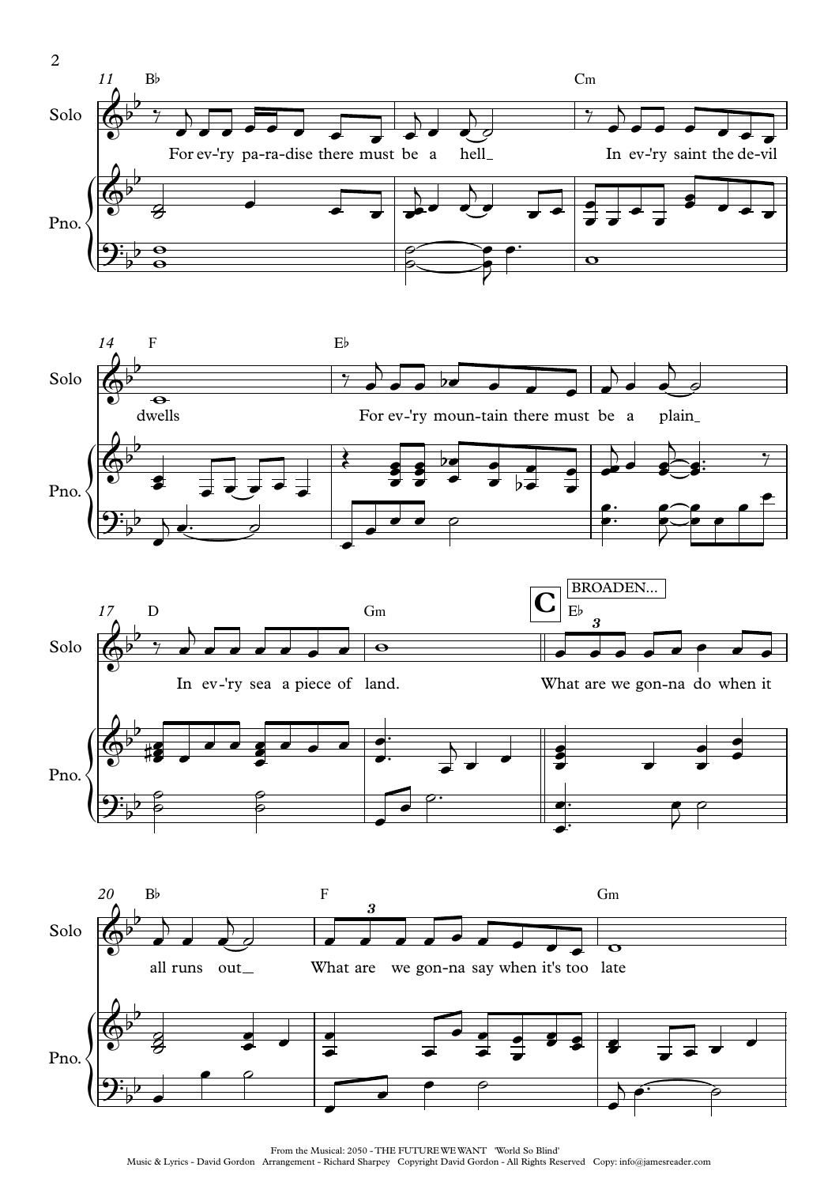11 B♭ Cm

Solo

For ev-'ry pa-ra-dise there must be a hell_ In ev-'ry saint the de-vil

Pno.

14 F E♭

Solo

dwells For ev-'ry moun-tain there must be a plain_

Pno.

17 D Gm **C** BROADEN... E♭

Solo

In ev-'ry sea a piece of land. What are we gon-na do when it

Pno.

20 B♭ F Gm

Solo

all runs out_ What are we gon-na say when it's too late

Pno.

From the Musical: 2050 - THE FUTURE WE WANT 'World So Blind'
Music & Lyrics - David Gordon Arrangement - Richard Sharpey Copyright David Gordon - All Rights Reserved Copy: info@jamesreader.com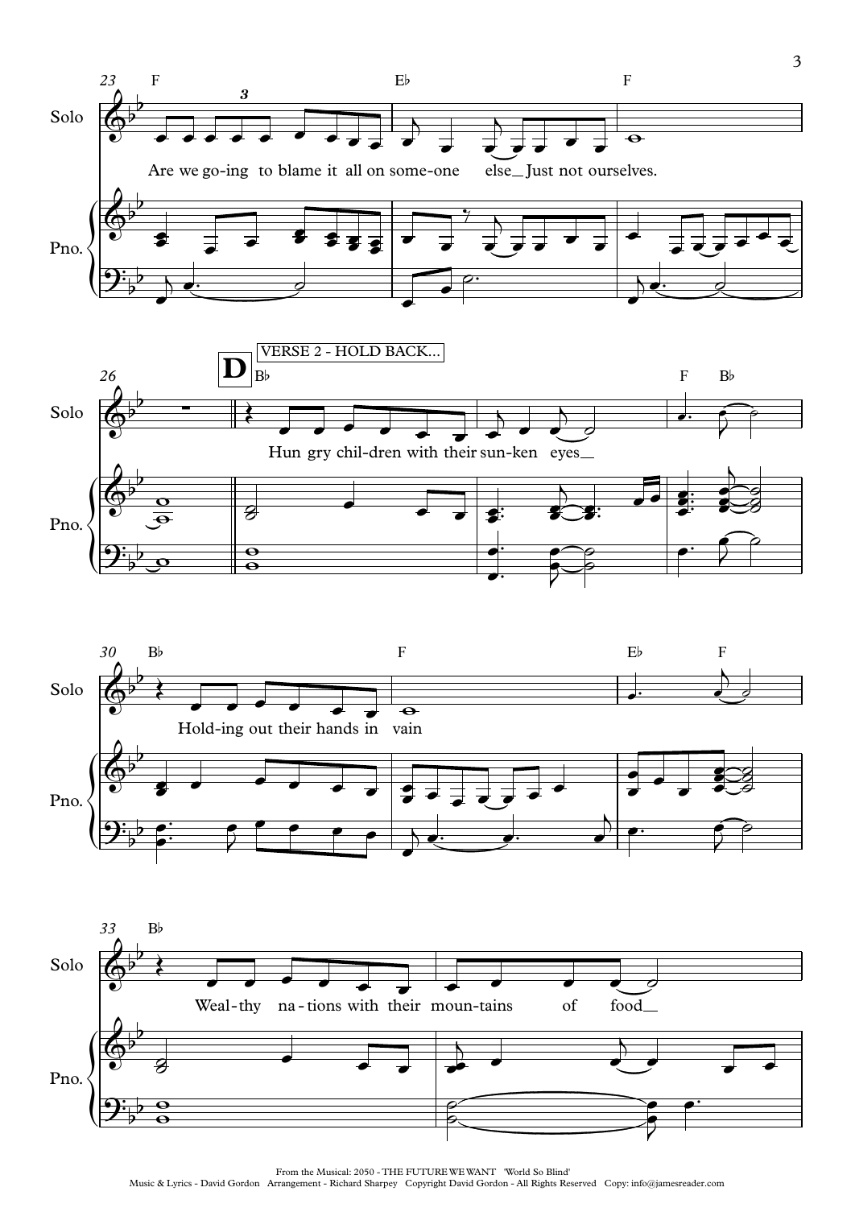Are we go-ing to blame it all on some-one else_ Just not ourselves.

**D** VERSE 2 - HOLD BACK...

Hun gry chil-dren with their sun-ken eyes_

Hold-ing out their hands in vain

Weal-thy na-tions with their moun-tains of food_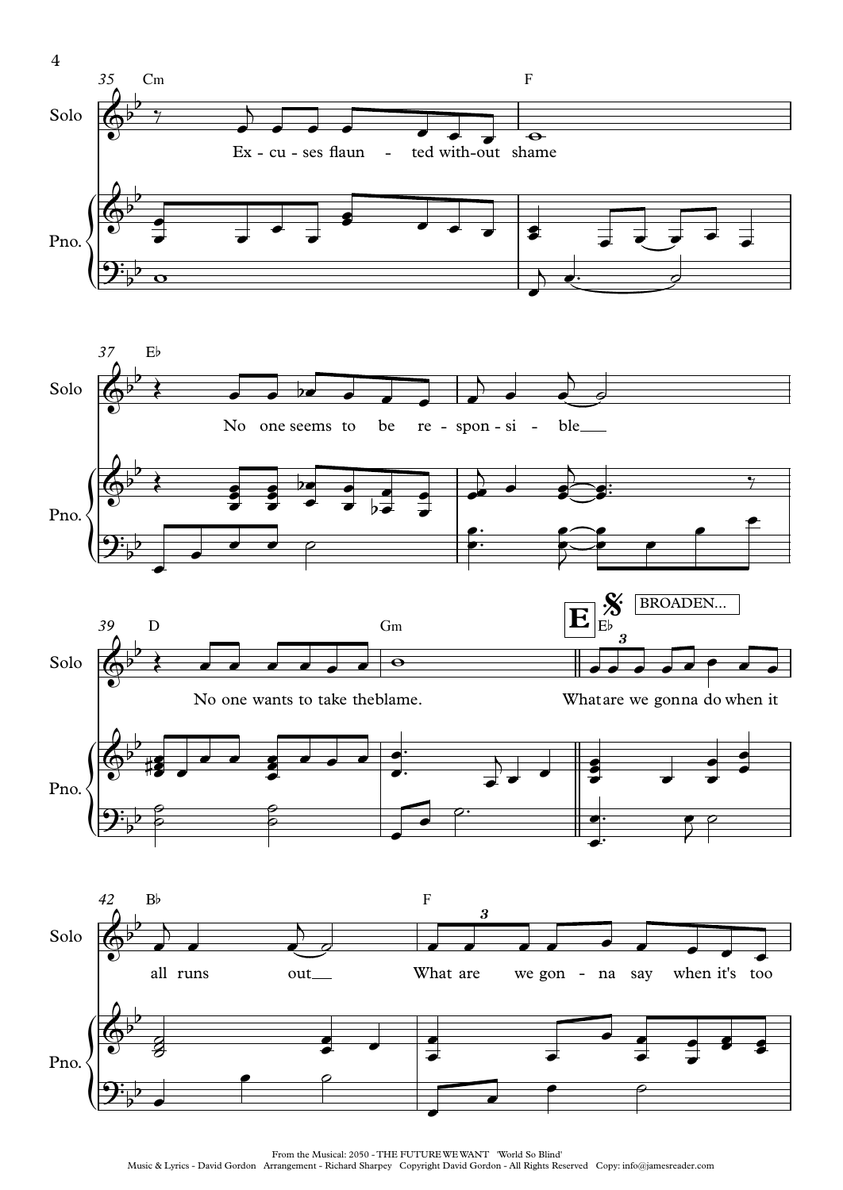**35** Cm — F

Solo: Ex - cu - ses flaun - ted with-out shame

**37** E♭

Solo: No one seems to be re - spon - si - ble___

**39** D — Gm — **E** 𝄋 E♭ BROADEN...

Solo: No one wants to take the blame. What are we gonna do when it

**42** B♭ — F

Solo: all runs out___ What are we gon - na say when it's too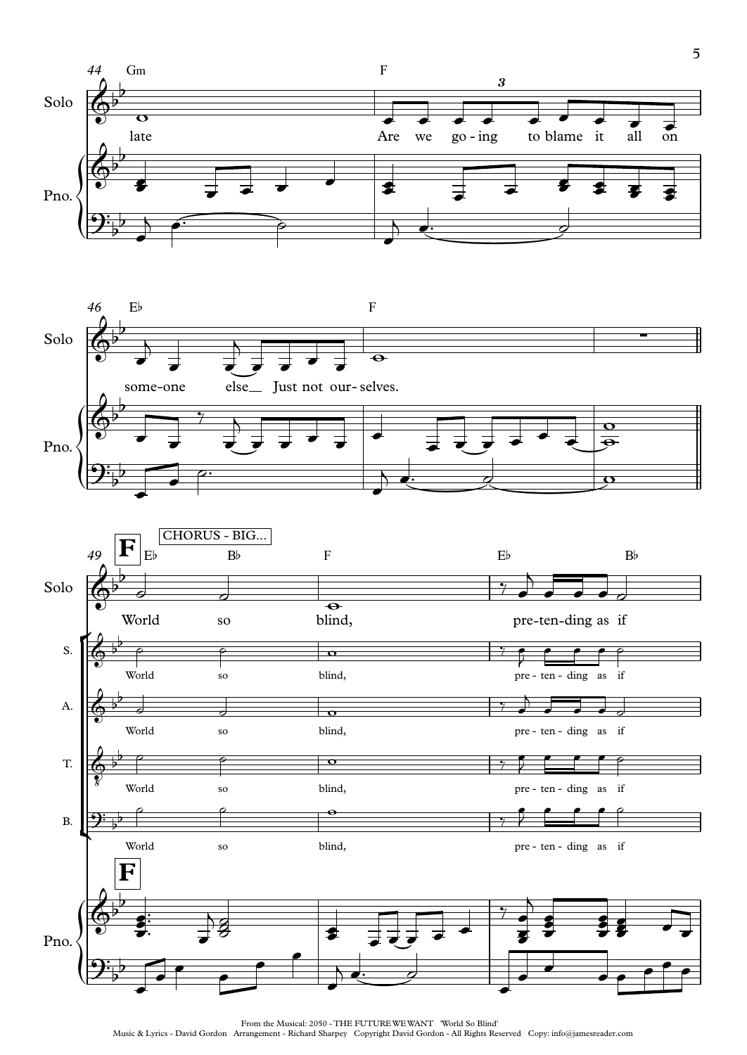44 Gm — F

Solo: late / Are we go-ing to blame it all on

46 E♭ — F

Solo: some-one else Just not our-selves.

**F** CHORUS - BIG...

49 E♭ B♭ F E♭ B♭

Solo: World so blind, pre-ten-ding as if

S.: World so blind, pre - ten - ding as if

A.: World so blind, pre - ten - ding as if

T.: World so blind, pre - ten - ding as if

B.: World so blind, pre - ten - ding as if

From the Musical: 2050 - THE FUTURE WE WANT 'World So Blind'
Music & Lyrics - David Gordon Arrangement - Richard Sharpey Copyright David Gordon - All Rights Reserved Copy: info@jamesreader.com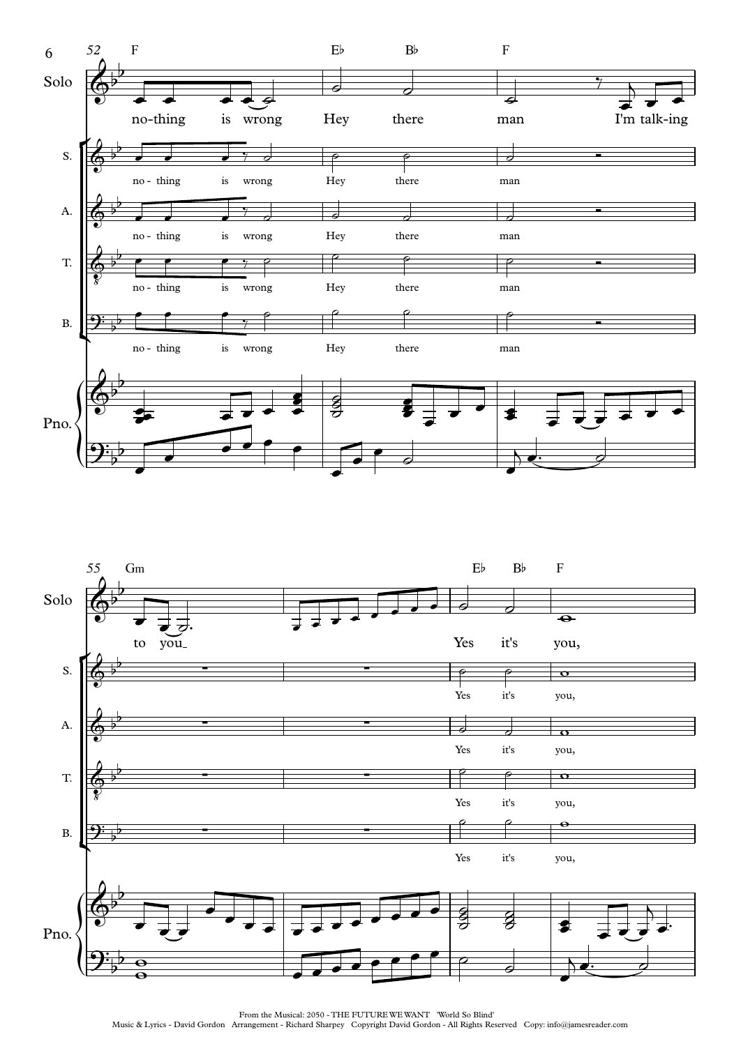52 F · E♭ · B♭ · F

**Solo:** no-thing is wrong Hey there man I'm talk-ing

**S.:** no - thing is wrong Hey there man

**A.:** no - thing is wrong Hey there man

**T.:** no - thing is wrong Hey there man

**B.:** no - thing is wrong Hey there man

**Pno.**

55 Gm · E♭ · B♭ · F

**Solo:** to you Yes it's you,

**S.:** Yes it's you,

**A.:** Yes it's you,

**T.:** Yes it's you,

**B.:** Yes it's you,

**Pno.**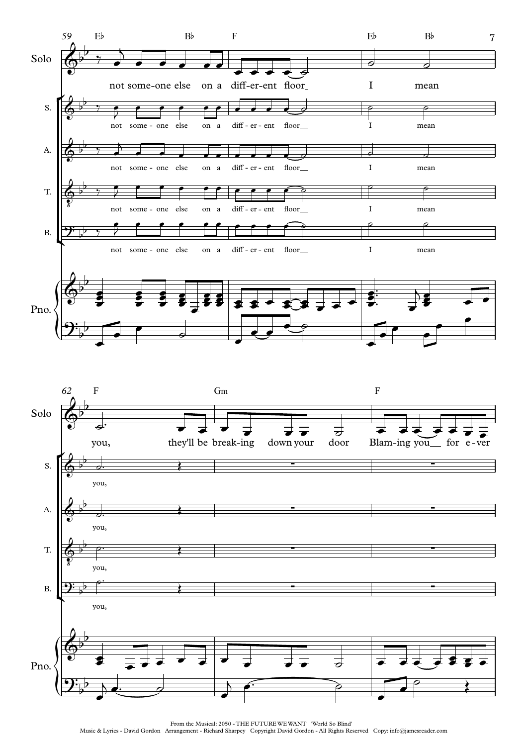59

Solo: not some-one else on a diff-er-ent floor I mean you, they'll be break-ing down your door Blam-ing you for e-ver

S.: not some-one else on a diff-er-ent floor I mean you,

A.: not some-one else on a diff-er-ent floor I mean you,

T.: not some-one else on a diff-er-ent floor I mean you,

B.: not some-one else on a diff-er-ent floor I mean you,

Chords: E♭ B♭ F E♭ B♭ F Gm F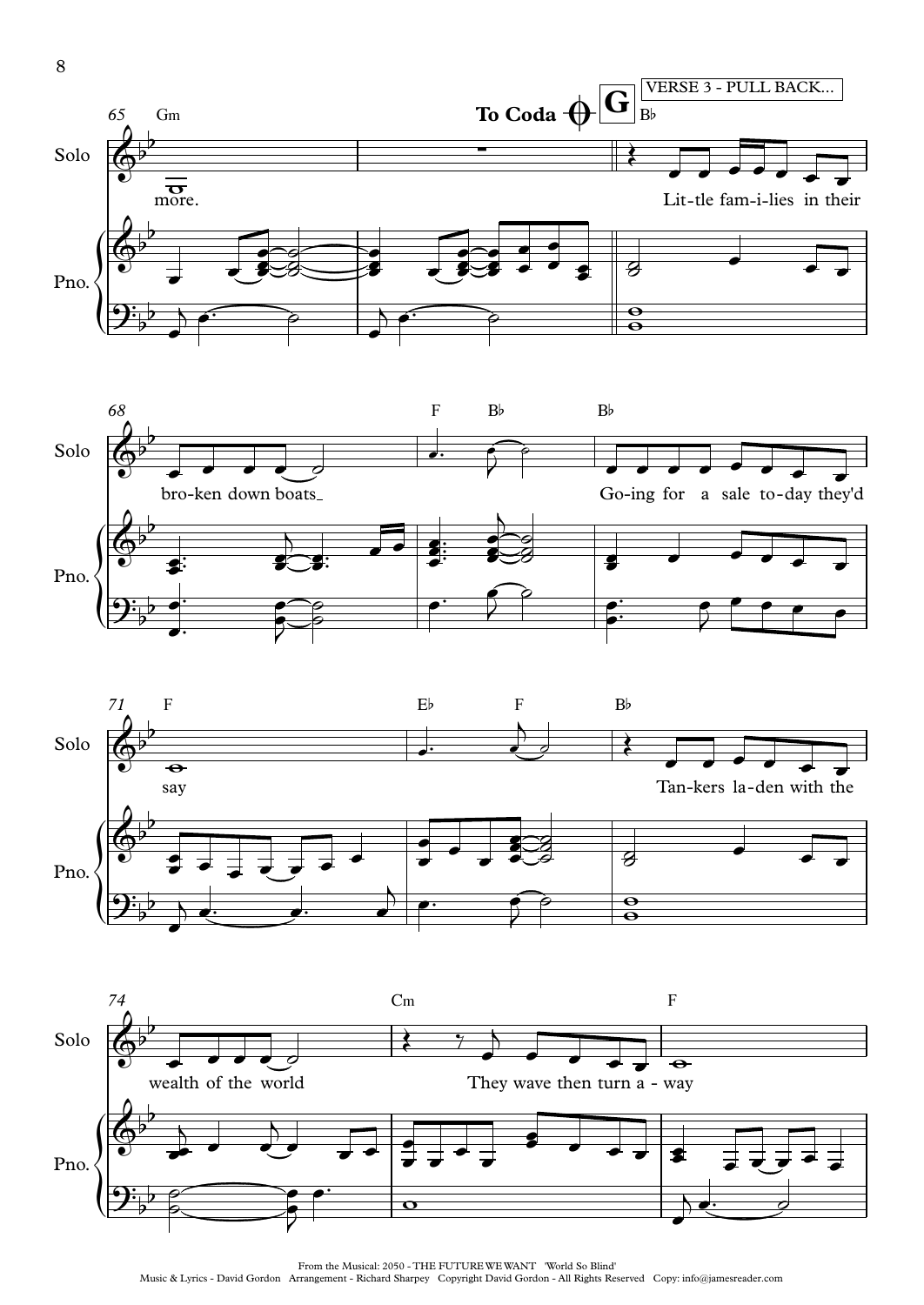To Coda

**G**

VERSE 3 - PULL BACK...

Solo: more. / Lit-tle fam-i-lies in their / bro-ken down boats / Go-ing for a sale to-day they'd / say / Tan-kers la-den with the / wealth of the world / They wave then turn a - way

Chords: 65 Gm | | B♭ | 68 | F B♭ | B♭ | 71 F | E♭ F | B♭ | 74 | Cm | F

From the Musical: 2050 - THE FUTURE WE WANT 'World So Blind'
Music & Lyrics - David Gordon Arrangement - Richard Sharpey Copyright David Gordon - All Rights Reserved Copy: info@jamesreader.com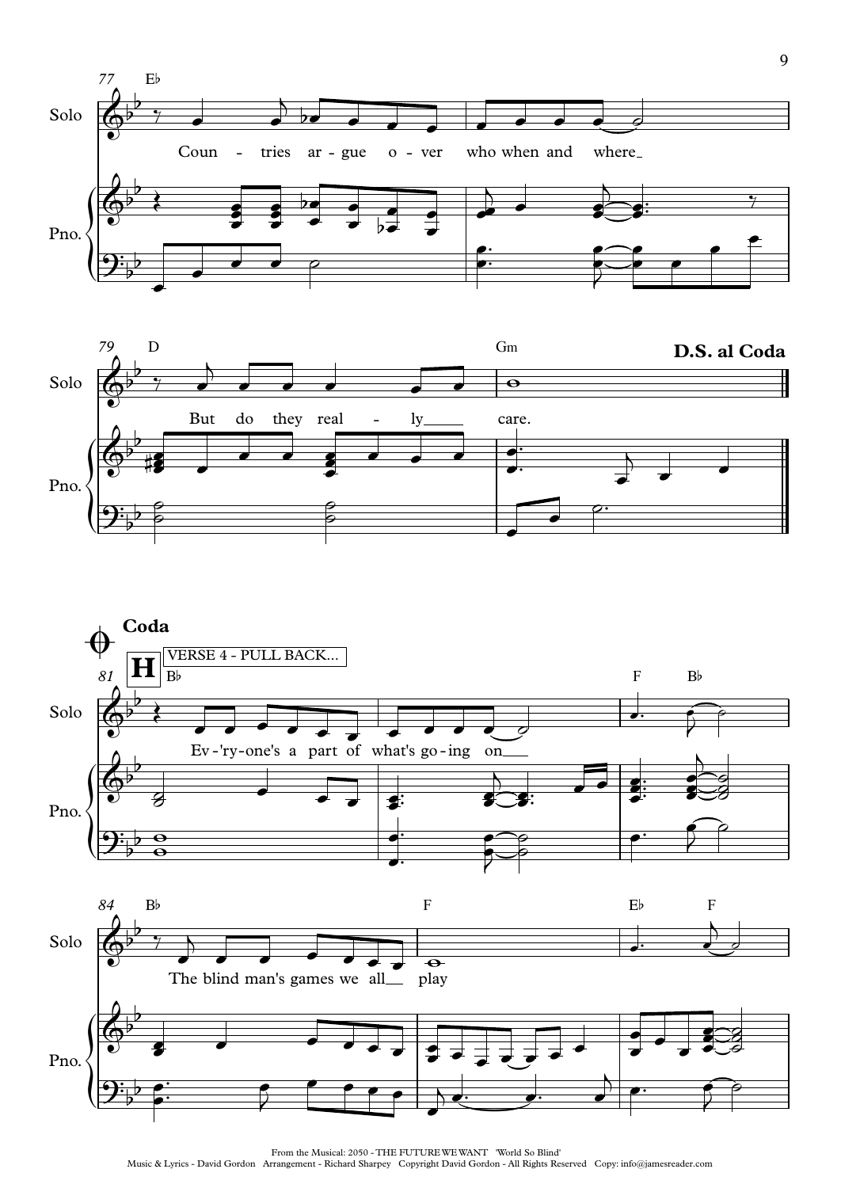77 E♭

Coun - tries ar - gue o - ver who when and where

79 D Gm **D.S. al Coda**

But do they real - ly care.

**Coda**

**H** VERSE 4 - PULL BACK...

81 B♭ F B♭

Ev - 'ry - one's a part of what's go - ing on

84 B♭ F E♭ F

The blind man's games we all play

From the Musical: 2050 - THE FUTURE WE WANT 'World So Blind'
Music & Lyrics - David Gordon Arrangement - Richard Sharpey Copyright David Gordon - All Rights Reserved Copy: info@jamesreader.com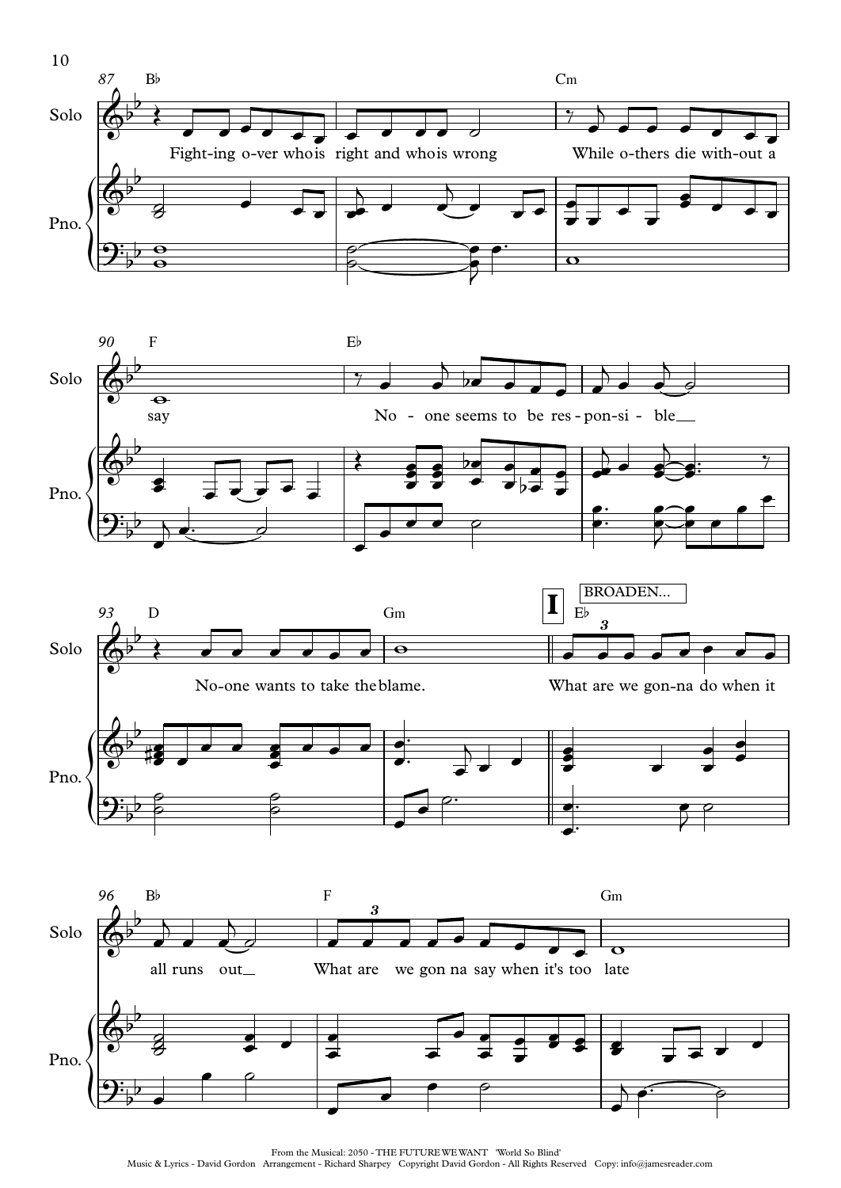87 B♭ Cm

Solo: Fight-ing o-ver who is right and who is wrong While o-thers die with-out a

Pno.

90 F E♭

Solo: say No - one seems to be res - pon - si - ble

Pno.

93 D Gm **I** BROADEN... E♭

Solo: No-one wants to take the blame. What are we gon-na do when it

Pno.

96 B♭ F Gm

Solo: all runs out What are we gon na say when it's too late

Pno.

From the Musical: 2050 - THE FUTURE WE WANT 'World So Blind'
Music & Lyrics - David Gordon Arrangement - Richard Sharpey Copyright David Gordon - All Rights Reserved Copy: info@jamesreader.com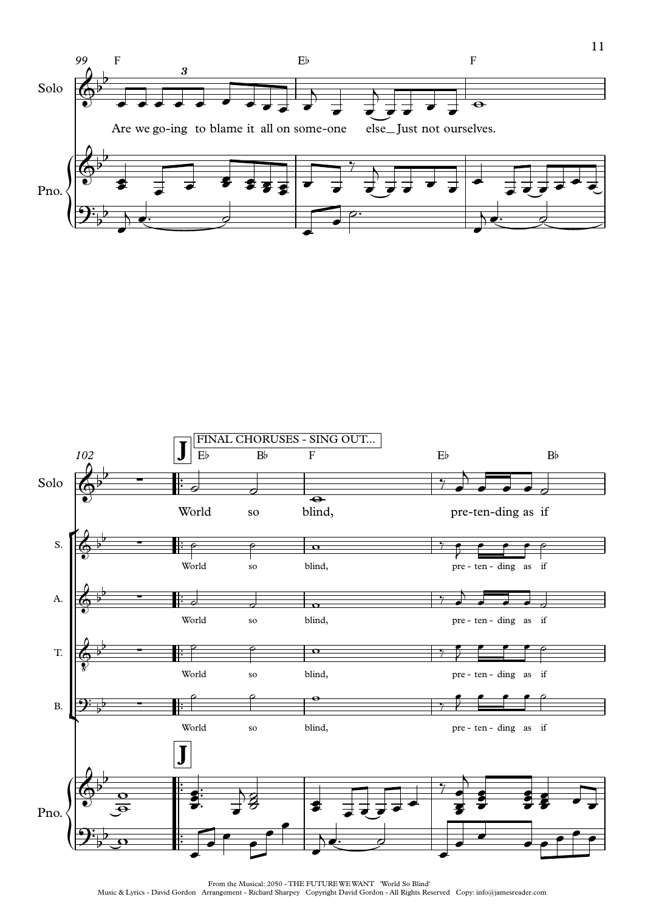Are we go-ing to blame it all on some-one else_ Just not ourselves.

FINAL CHORUSES - SING OUT...

World so blind, pre-ten-ding as if

From the Musical: 2050 - THE FUTURE WE WANT 'World So Blind'
Music & Lyrics - David Gordon Arrangement - Richard Sharpey Copyright David Gordon - All Rights Reserved Copy: info@jamesreader.com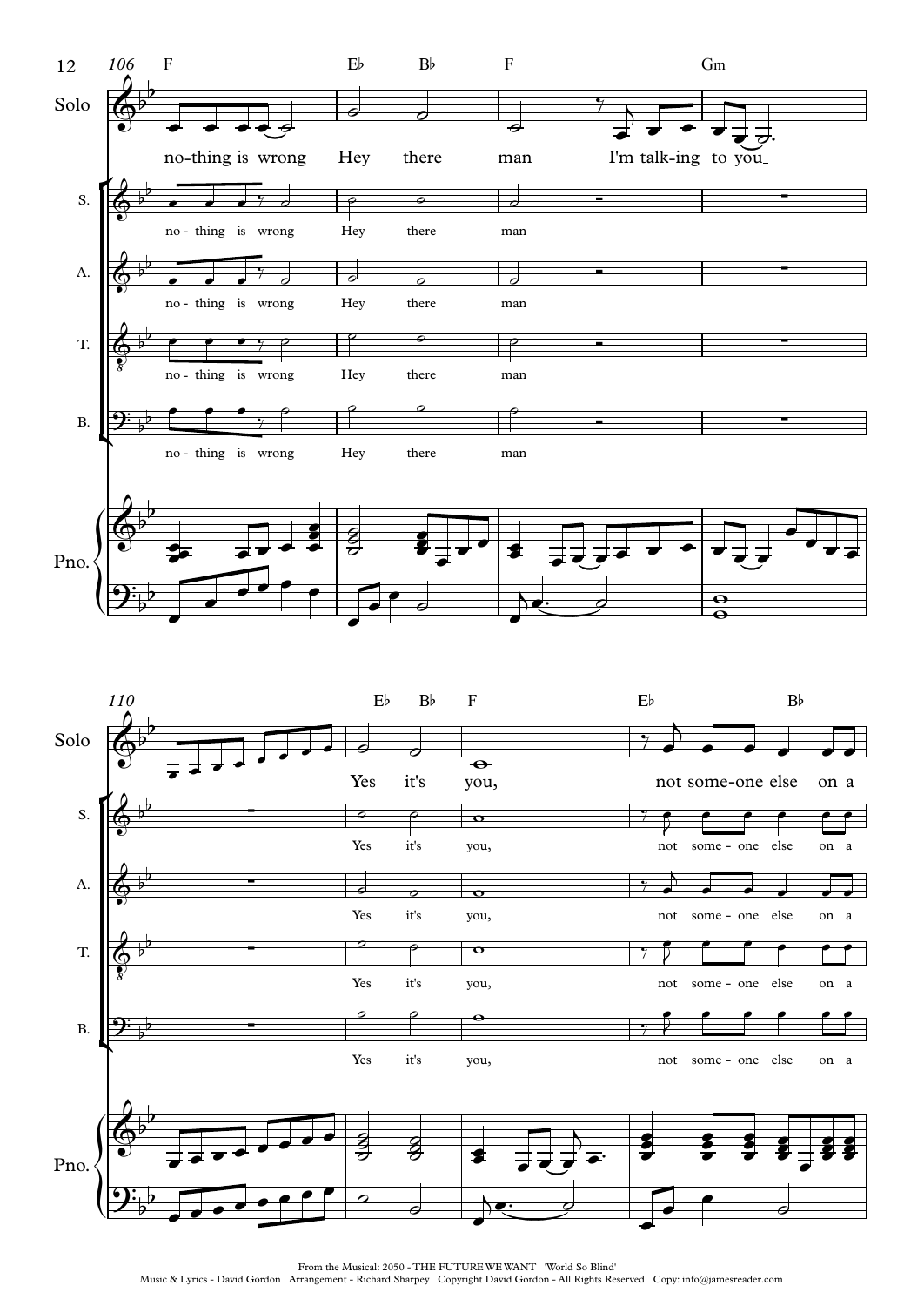From the Musical: 2050 - THE FUTURE WE WANT 'World So Blind'
Music & Lyrics - David Gordon Arrangement - Richard Sharpey Copyright David Gordon - All Rights Reserved Copy: info@jamesreader.com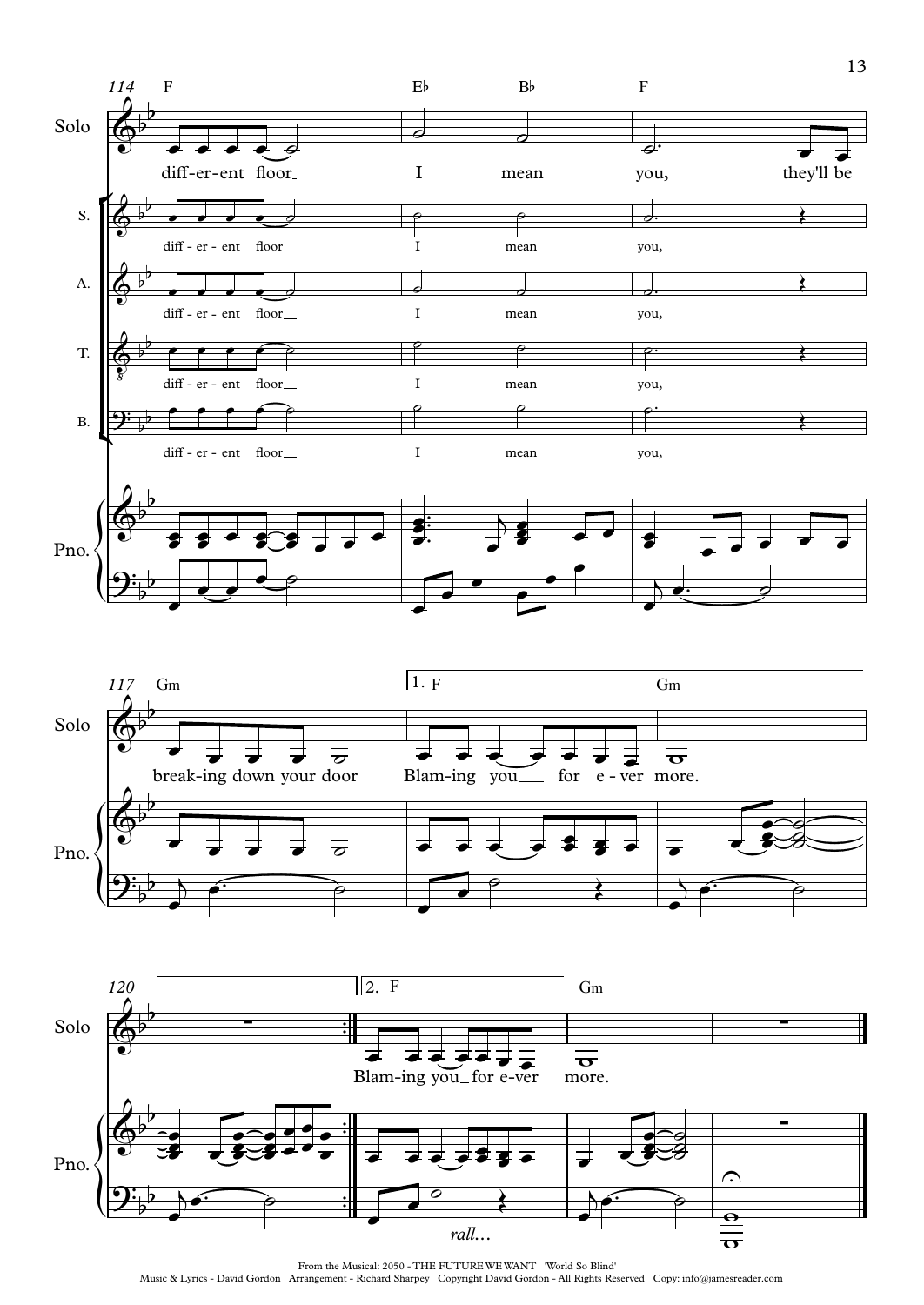From the Musical: 2050 - THE FUTURE WE WANT 'World So Blind'
Music & Lyrics - David Gordon Arrangement - Richard Sharpey Copyright David Gordon - All Rights Reserved Copy: info@jamesreader.com